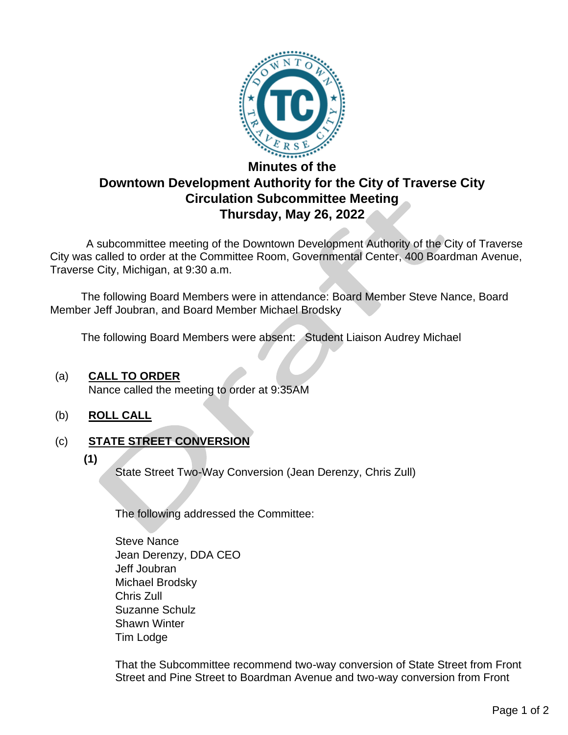# Minutes of the
# Downtown Development Authority for the City of Traverse City
# Circulation Subcommittee Meeting
# Thursday, May 26, 2022

A subcommittee meeting of the Downtown Development Authority of the City of Traverse City was called to order at the Committee Room, Governmental Center, 400 Boardman Avenue, Traverse City, Michigan, at 9:30 a.m.

The following Board Members were in attendance: Board Member Steve Nance, Board Member Jeff Joubran, and Board Member Michael Brodsky

The following Board Members were absent: Student Liaison Audrey Michael

(a) **CALL TO ORDER**

Nance called the meeting to order at 9:35AM

(b) **ROLL CALL**

(c) **STATE STREET CONVERSION**

**(1)**

State Street Two-Way Conversion (Jean Derenzy, Chris Zull)

The following addressed the Committee:

Steve Nance
Jean Derenzy, DDA CEO
Jeff Joubran
Michael Brodsky
Chris Zull
Suzanne Schulz
Shawn Winter
Tim Lodge

That the Subcommittee recommend two-way conversion of State Street from Front Street and Pine Street to Boardman Avenue and two-way conversion from Front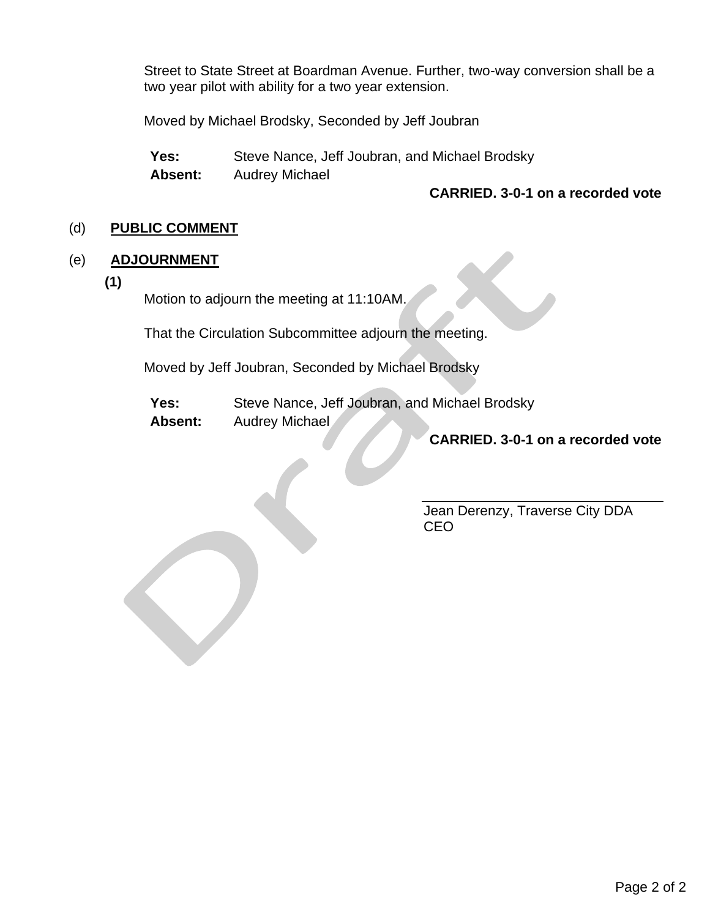Street to State Street at Boardman Avenue. Further, two-way conversion shall be a two year pilot with ability for a two year extension.

Moved by Michael Brodsky, Seconded by Jeff Joubran

| | |
|---|---|
| **Yes:** | Steve Nance, Jeff Joubran, and Michael Brodsky |
| **Absent:** | Audrey Michael |

**CARRIED. 3-0-1 on a recorded vote**

(d) **PUBLIC COMMENT**

(e) **ADJOURNMENT**

**(1)**

Motion to adjourn the meeting at 11:10AM.

That the Circulation Subcommittee adjourn the meeting.

Moved by Jeff Joubran, Seconded by Michael Brodsky

| | |
|---|---|
| **Yes:** | Steve Nance, Jeff Joubran, and Michael Brodsky |
| **Absent:** | Audrey Michael |

**CARRIED. 3-0-1 on a recorded vote**

Jean Derenzy, Traverse City DDA CEO

Draft